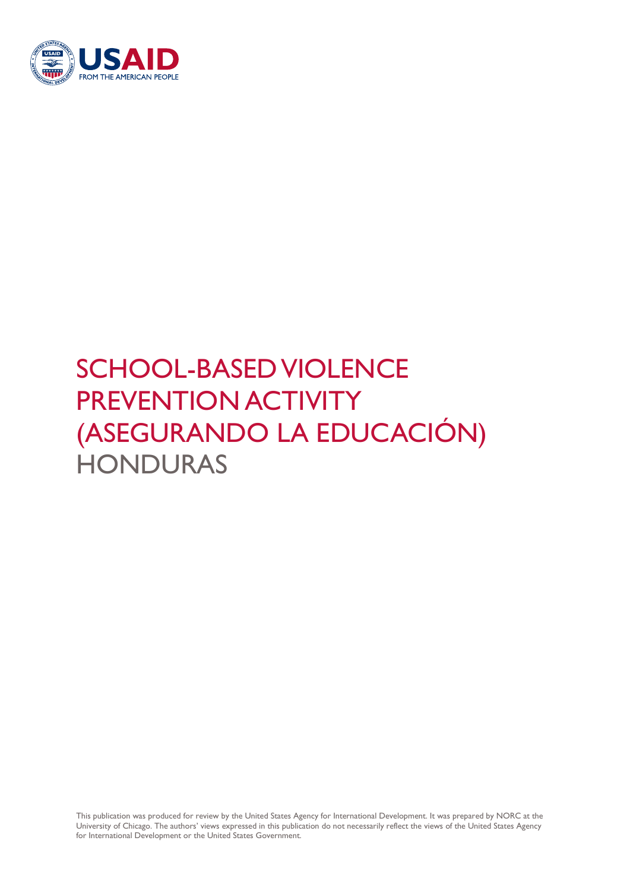USAID
FROM THE AMERICAN PEOPLE

# SCHOOL-BASED VIOLENCE PREVENTION ACTIVITY (ASEGURANDO LA EDUCACIÓN) HONDURAS

This publication was produced for review by the United States Agency for International Development. It was prepared by NORC at the University of Chicago. The authors' views expressed in this publication do not necessarily reflect the views of the United States Agency for International Development or the United States Government.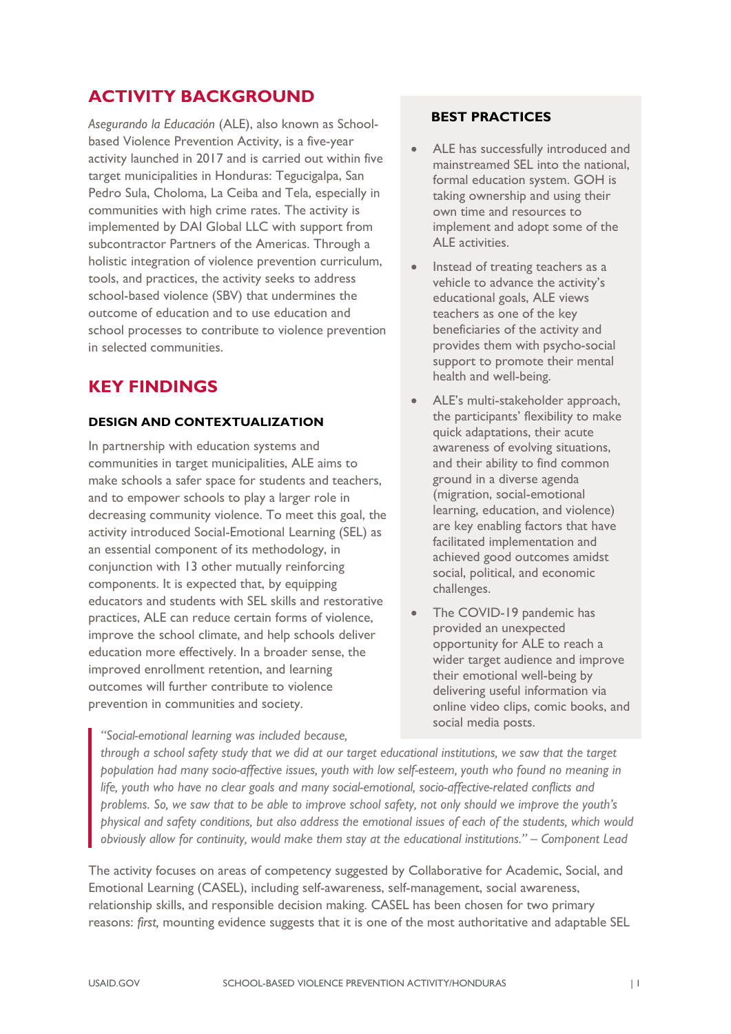## ACTIVITY BACKGROUND

*Asegurando la Educación* (ALE), also known as School-based Violence Prevention Activity, is a five-year activity launched in 2017 and is carried out within five target municipalities in Honduras: Tegucigalpa, San Pedro Sula, Choloma, La Ceiba and Tela, especially in communities with high crime rates. The activity is implemented by DAI Global LLC with support from subcontractor Partners of the Americas. Through a holistic integration of violence prevention curriculum, tools, and practices, the activity seeks to address school-based violence (SBV) that undermines the outcome of education and to use education and school processes to contribute to violence prevention in selected communities.

## KEY FINDINGS

### DESIGN AND CONTEXTUALIZATION

In partnership with education systems and communities in target municipalities, ALE aims to make schools a safer space for students and teachers, and to empower schools to play a larger role in decreasing community violence. To meet this goal, the activity introduced Social-Emotional Learning (SEL) as an essential component of its methodology, in conjunction with 13 other mutually reinforcing components. It is expected that, by equipping educators and students with SEL skills and restorative practices, ALE can reduce certain forms of violence, improve the school climate, and help schools deliver education more effectively. In a broader sense, the improved enrollment retention, and learning outcomes will further contribute to violence prevention in communities and society.

> *"Social-emotional learning was included because, through a school safety study that we did at our target educational institutions, we saw that the target population had many socio-affective issues, youth with low self-esteem, youth who found no meaning in life, youth who have no clear goals and many social-emotional, socio-affective-related conflicts and problems. So, we saw that to be able to improve school safety, not only should we improve the youth's physical and safety conditions, but also address the emotional issues of each of the students, which would obviously allow for continuity, would make them stay at the educational institutions." – Component Lead*

The activity focuses on areas of competency suggested by Collaborative for Academic, Social, and Emotional Learning (CASEL), including self-awareness, self-management, social awareness, relationship skills, and responsible decision making. CASEL has been chosen for two primary reasons: *first,* mounting evidence suggests that it is one of the most authoritative and adaptable SEL

### BEST PRACTICES

- ALE has successfully introduced and mainstreamed SEL into the national, formal education system. GOH is taking ownership and using their own time and resources to implement and adopt some of the ALE activities.
- Instead of treating teachers as a vehicle to advance the activity's educational goals, ALE views teachers as one of the key beneficiaries of the activity and provides them with psycho-social support to promote their mental health and well-being.
- ALE's multi-stakeholder approach, the participants' flexibility to make quick adaptations, their acute awareness of evolving situations, and their ability to find common ground in a diverse agenda (migration, social-emotional learning, education, and violence) are key enabling factors that have facilitated implementation and achieved good outcomes amidst social, political, and economic challenges.
- The COVID-19 pandemic has provided an unexpected opportunity for ALE to reach a wider target audience and improve their emotional well-being by delivering useful information via online video clips, comic books, and social media posts.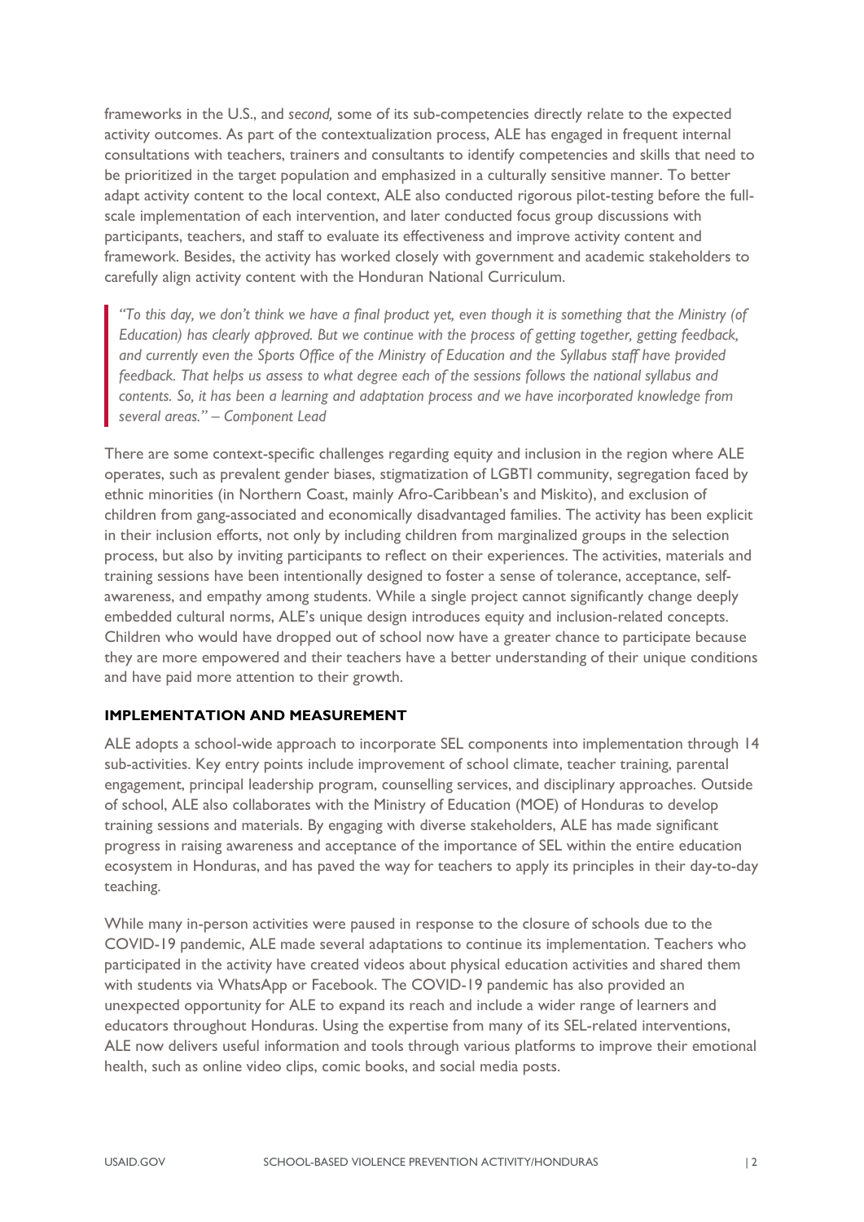frameworks in the U.S., and *second,* some of its sub-competencies directly relate to the expected activity outcomes. As part of the contextualization process, ALE has engaged in frequent internal consultations with teachers, trainers and consultants to identify competencies and skills that need to be prioritized in the target population and emphasized in a culturally sensitive manner. To better adapt activity content to the local context, ALE also conducted rigorous pilot-testing before the full-scale implementation of each intervention, and later conducted focus group discussions with participants, teachers, and staff to evaluate its effectiveness and improve activity content and framework. Besides, the activity has worked closely with government and academic stakeholders to carefully align activity content with the Honduran National Curriculum.

> *"To this day, we don't think we have a final product yet, even though it is something that the Ministry (of Education) has clearly approved. But we continue with the process of getting together, getting feedback, and currently even the Sports Office of the Ministry of Education and the Syllabus staff have provided feedback. That helps us assess to what degree each of the sessions follows the national syllabus and contents. So, it has been a learning and adaptation process and we have incorporated knowledge from several areas." – Component Lead*

There are some context-specific challenges regarding equity and inclusion in the region where ALE operates, such as prevalent gender biases, stigmatization of LGBTI community, segregation faced by ethnic minorities (in Northern Coast, mainly Afro-Caribbean's and Miskito), and exclusion of children from gang-associated and economically disadvantaged families. The activity has been explicit in their inclusion efforts, not only by including children from marginalized groups in the selection process, but also by inviting participants to reflect on their experiences. The activities, materials and training sessions have been intentionally designed to foster a sense of tolerance, acceptance, self-awareness, and empathy among students. While a single project cannot significantly change deeply embedded cultural norms, ALE's unique design introduces equity and inclusion-related concepts. Children who would have dropped out of school now have a greater chance to participate because they are more empowered and their teachers have a better understanding of their unique conditions and have paid more attention to their growth.

### IMPLEMENTATION AND MEASUREMENT

ALE adopts a school-wide approach to incorporate SEL components into implementation through 14 sub-activities. Key entry points include improvement of school climate, teacher training, parental engagement, principal leadership program, counselling services, and disciplinary approaches. Outside of school, ALE also collaborates with the Ministry of Education (MOE) of Honduras to develop training sessions and materials. By engaging with diverse stakeholders, ALE has made significant progress in raising awareness and acceptance of the importance of SEL within the entire education ecosystem in Honduras, and has paved the way for teachers to apply its principles in their day-to-day teaching.

While many in-person activities were paused in response to the closure of schools due to the COVID-19 pandemic, ALE made several adaptations to continue its implementation. Teachers who participated in the activity have created videos about physical education activities and shared them with students via WhatsApp or Facebook. The COVID-19 pandemic has also provided an unexpected opportunity for ALE to expand its reach and include a wider range of learners and educators throughout Honduras. Using the expertise from many of its SEL-related interventions, ALE now delivers useful information and tools through various platforms to improve their emotional health, such as online video clips, comic books, and social media posts.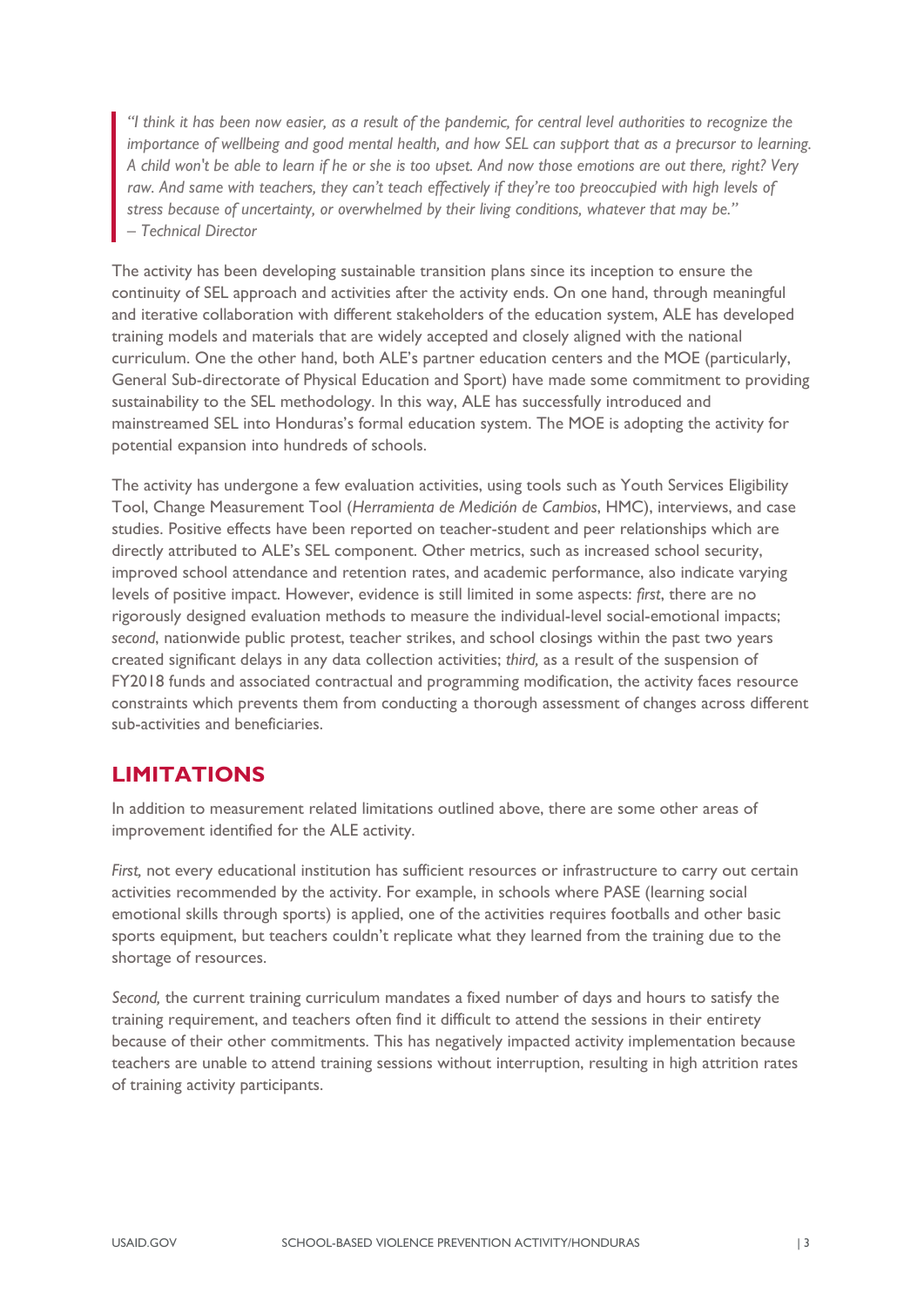> *"I think it has been now easier, as a result of the pandemic, for central level authorities to recognize the importance of wellbeing and good mental health, and how SEL can support that as a precursor to learning. A child won't be able to learn if he or she is too upset. And now those emotions are out there, right? Very raw. And same with teachers, they can't teach effectively if they're too preoccupied with high levels of stress because of uncertainty, or overwhelmed by their living conditions, whatever that may be."*
> *– Technical Director*

The activity has been developing sustainable transition plans since its inception to ensure the continuity of SEL approach and activities after the activity ends. On one hand, through meaningful and iterative collaboration with different stakeholders of the education system, ALE has developed training models and materials that are widely accepted and closely aligned with the national curriculum. One the other hand, both ALE's partner education centers and the MOE (particularly, General Sub-directorate of Physical Education and Sport) have made some commitment to providing sustainability to the SEL methodology. In this way, ALE has successfully introduced and mainstreamed SEL into Honduras's formal education system. The MOE is adopting the activity for potential expansion into hundreds of schools.

The activity has undergone a few evaluation activities, using tools such as Youth Services Eligibility Tool, Change Measurement Tool (*Herramienta de Medición de Cambios*, HMC), interviews, and case studies. Positive effects have been reported on teacher-student and peer relationships which are directly attributed to ALE's SEL component. Other metrics, such as increased school security, improved school attendance and retention rates, and academic performance, also indicate varying levels of positive impact. However, evidence is still limited in some aspects: *first*, there are no rigorously designed evaluation methods to measure the individual-level social-emotional impacts; *second*, nationwide public protest, teacher strikes, and school closings within the past two years created significant delays in any data collection activities; *third,* as a result of the suspension of FY2018 funds and associated contractual and programming modification, the activity faces resource constraints which prevents them from conducting a thorough assessment of changes across different sub-activities and beneficiaries.

## LIMITATIONS

In addition to measurement related limitations outlined above, there are some other areas of improvement identified for the ALE activity.

*First,* not every educational institution has sufficient resources or infrastructure to carry out certain activities recommended by the activity. For example, in schools where PASE (learning social emotional skills through sports) is applied, one of the activities requires footballs and other basic sports equipment, but teachers couldn't replicate what they learned from the training due to the shortage of resources.

*Second,* the current training curriculum mandates a fixed number of days and hours to satisfy the training requirement, and teachers often find it difficult to attend the sessions in their entirety because of their other commitments. This has negatively impacted activity implementation because teachers are unable to attend training sessions without interruption, resulting in high attrition rates of training activity participants.